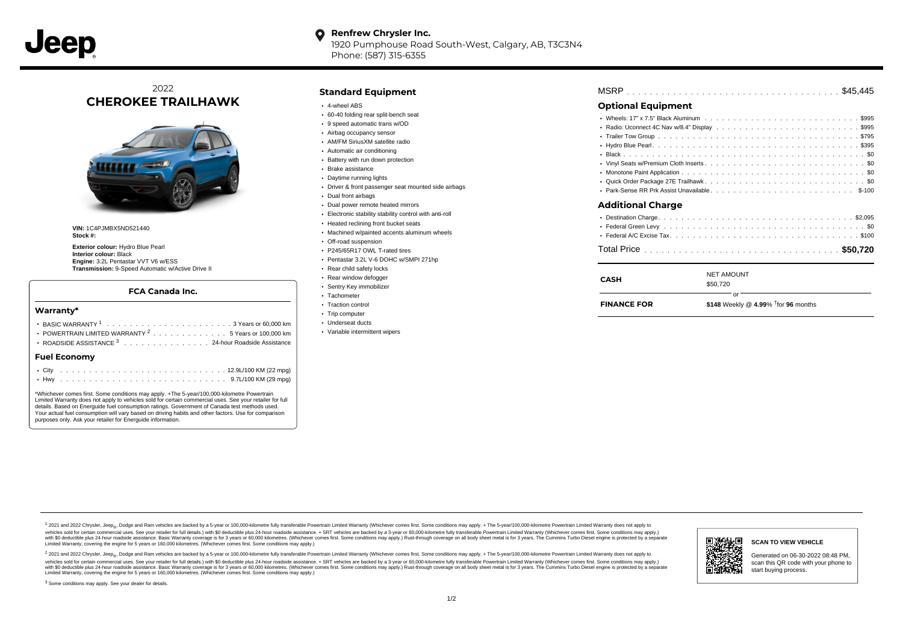**Renfrew Chrysler Inc.**
1920 Pumphouse Road South-West, Calgary, AB, T3C3N4
Phone: (587) 315-6355

# 2022 CHEROKEE TRAILHAWK

**VIN:** 1C4PJMBX5ND521440
**Stock #:**

**Exterior colour:** Hydro Blue Pearl
**Interior colour:** Black
**Engine:** 3.2L Pentastar VVT V6 w/ESS
**Transmission:** 9-Speed Automatic w/Active Drive II

### FCA Canada Inc.

#### Warranty*

- BASIC WARRANTY [1] . . . . . 3 Years or 60,000 km
- POWERTRAIN LIMITED WARRANTY [2] . . . . . 5 Years or 100,000 km
- ROADSIDE ASSISTANCE [3] . . . . . 24-hour Roadside Assistance

#### Fuel Economy

- City . . . . . 12.9L/100 KM (22 mpg)
- Hwy . . . . . 9.7L/100 KM (29 mpg)

*Whichever comes first. Some conditions may apply. +The 5-year/100,000-kilometre Powertrain Limited Warranty does not apply to vehicles sold for certain commercial uses. See your retailer for full details. Based on Energuide fuel consumption ratings. Government of Canada test methods used. Your actual fuel consumption will vary based on driving habits and other factors. Use for comparison purposes only. Ask your retailer for Energuide information.

## Standard Equipment

- 4-wheel ABS
- 60-40 folding rear split-bench seat
- 9 speed automatic trans w/OD
- Airbag occupancy sensor
- AM/FM SiriusXM satellite radio
- Automatic air conditioning
- Battery with run down protection
- Brake assistance
- Daytime running lights
- Driver & front passenger seat mounted side airbags
- Dual front airbags
- Dual power remote heated mirrors
- Electronic stability stability control with anti-roll
- Heated reclining front bucket seats
- Machined w/painted accents aluminum wheels
- Off-road suspension
- P245/65R17 OWL T-rated tires
- Pentastar 3.2L V-6 DOHC w/SMPI 271hp
- Rear child safety locks
- Rear window defogger
- Sentry Key immobilizer
- Tachometer
- Traction control
- Trip computer
- Underseat ducts
- Variable intermittent wipers

MSRP . . . . . $45,445

## Optional Equipment

- Wheels: 17" x 7.5" Black Aluminum . . . . . $995
- Radio: Uconnect 4C Nav w/8.4" Display . . . . . $995
- Trailer Tow Group . . . . . $795
- Hydro Blue Pearl . . . . . $395
- Black . . . . . $0
- Vinyl Seats w/Premium Cloth Inserts . . . . . $0
- Monotone Paint Application . . . . . $0
- Quick Order Package 27E Trailhawk . . . . . $0
- Park-Sense RR Prk Assist Unavailable . . . . . $-100

## Additional Charge

- Destination Charge . . . . . $2,095
- Federal Green Levy . . . . . $0
- Federal A/C Excise Tax . . . . . $100

Total Price . . . . . **$50,720**

| | |
|---|---|
| **CASH** | NET AMOUNT $50,720 |
| | or |
| **FINANCE FOR** | **$148** Weekly @ **4.99**% †for **96** months |

[1] 2021 and 2022 Chrysler, Jeep®, Dodge and Ram vehicles are backed by a 5-year or 100,000-kilometre fully transferable Powertrain Limited Warranty (Whichever comes first. Some conditions may apply. + The 5-year/100,000-kilometre Powertrain Limited Warranty does not apply to vehicles sold for certain commercial uses. See your retailer for full details.) with $0 deductible plus 24-hour roadside assistance. + SRT vehicles are backed by a 3-year or 60,000-kilometre fully transferable Powertrain Limited Warranty (Whichever comes first. Some conditions may apply.) with $0 deductible plus 24-hour roadside assistance. Basic Warranty coverage is for 3 years or 60,000 kilometres. (Whichever comes first. Some conditions may apply.) Rust-through coverage on all body sheet metal is for 3 years. The Cummins Turbo Diesel engine is protected by a separate Limited Warranty, covering the engine for 5 years or 160,000 kilometres. (Whichever comes first. Some conditions may apply.)

[2] 2021 and 2022 Chrysler, Jeep®, Dodge and Ram vehicles are backed by a 5-year or 100,000-kilometre fully transferable Powertrain Limited Warranty (Whichever comes first. Some conditions may apply. + The 5-year/100,000-kilometre Powertrain Limited Warranty does not apply to vehicles sold for certain commercial uses. See your retailer for full details.) with $0 deductible plus 24-hour roadside assistance. + SRT vehicles are backed by a 3-year or 60,000-kilometre fully transferable Powertrain Limited Warranty (Whichever comes first. Some conditions may apply.) with $0 deductible plus 24-hour roadside assistance. Basic Warranty coverage is for 3 years or 60,000 kilometres. (Whichever comes first. Some conditions may apply.) Rust-through coverage on all body sheet metal is for 3 years. The Cummins Turbo Diesel engine is protected by a separate Limited Warranty, covering the engine for 5 years or 160,000 kilometres. (Whichever comes first. Some conditions may apply.)

[3] Some conditions may apply. See your dealer for details.

**SCAN TO VIEW VEHICLE**

Generated on 06-30-2022 08:48 PM, scan this QR code with your phone to start buying process.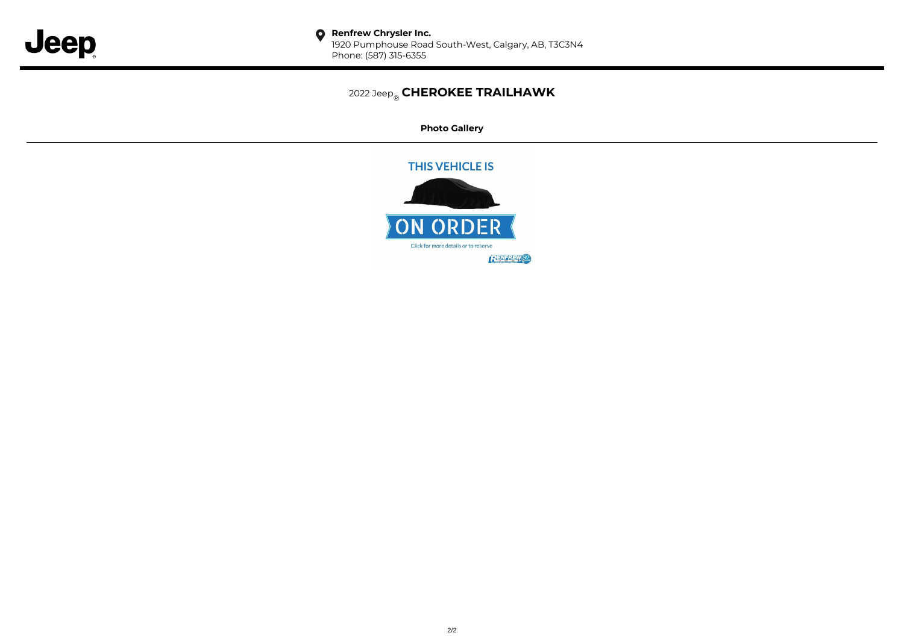**Renfrew Chrysler Inc.**
1920 Pumphouse Road South-West, Calgary, AB, T3C3N4
Phone: (587) 315-6355

# 2022 Jeep® **CHEROKEE TRAILHAWK**

**Photo Gallery**